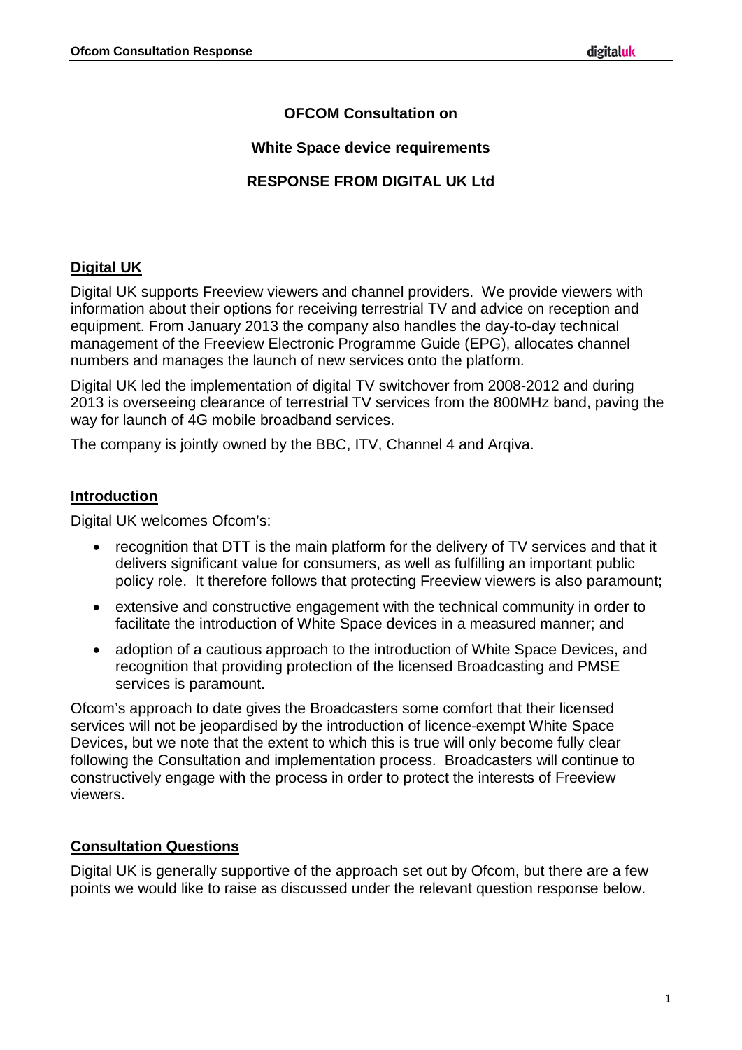**OFCOM Consultation on**

**White Space device requirements**

**RESPONSE FROM DIGITAL UK Ltd**

## Digital UK

Digital UK supports Freeview viewers and channel providers. We provide viewers with information about their options for receiving terrestrial TV and advice on reception and equipment. From January 2013 the company also handles the day-to-day technical management of the Freeview Electronic Programme Guide (EPG), allocates channel numbers and manages the launch of new services onto the platform.

Digital UK led the implementation of digital TV switchover from 2008-2012 and during 2013 is overseeing clearance of terrestrial TV services from the 800MHz band, paving the way for launch of 4G mobile broadband services.

The company is jointly owned by the BBC, ITV, Channel 4 and Arqiva.

## Introduction

Digital UK welcomes Ofcom's:

- recognition that DTT is the main platform for the delivery of TV services and that it delivers significant value for consumers, as well as fulfilling an important public policy role. It therefore follows that protecting Freeview viewers is also paramount;
- extensive and constructive engagement with the technical community in order to facilitate the introduction of White Space devices in a measured manner; and
- adoption of a cautious approach to the introduction of White Space Devices, and recognition that providing protection of the licensed Broadcasting and PMSE services is paramount.

Ofcom's approach to date gives the Broadcasters some comfort that their licensed services will not be jeopardised by the introduction of licence-exempt White Space Devices, but we note that the extent to which this is true will only become fully clear following the Consultation and implementation process. Broadcasters will continue to constructively engage with the process in order to protect the interests of Freeview viewers.

## Consultation Questions

Digital UK is generally supportive of the approach set out by Ofcom, but there are a few points we would like to raise as discussed under the relevant question response below.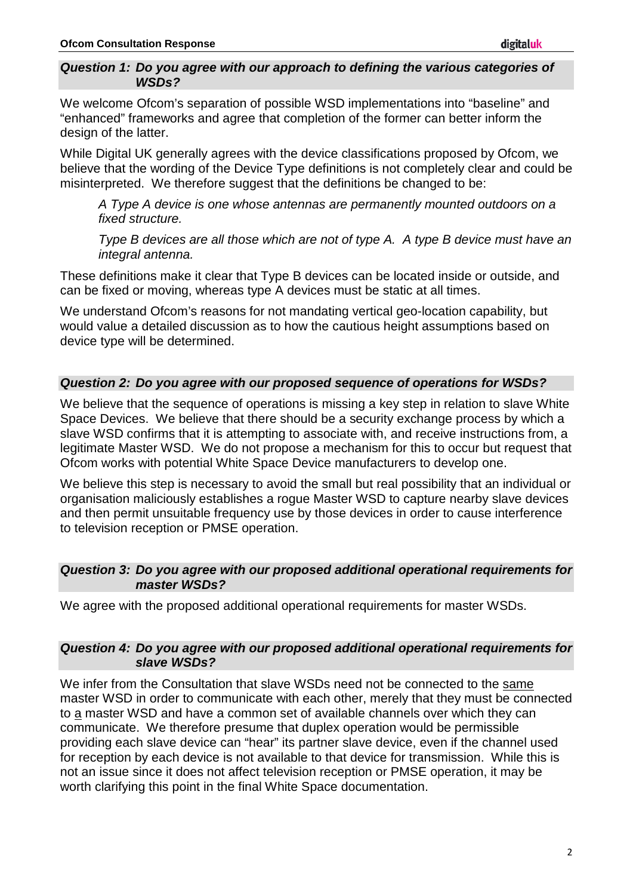### *Question 1: Do you agree with our approach to defining the various categories of WSDs?*

We welcome Ofcom's separation of possible WSD implementations into "baseline" and "enhanced" frameworks and agree that completion of the former can better inform the design of the latter.

While Digital UK generally agrees with the device classifications proposed by Ofcom, we believe that the wording of the Device Type definitions is not completely clear and could be misinterpreted. We therefore suggest that the definitions be changed to be:

> *A Type A device is one whose antennas are permanently mounted outdoors on a fixed structure.*
>
> *Type B devices are all those which are not of type A. A type B device must have an integral antenna.*

These definitions make it clear that Type B devices can be located inside or outside, and can be fixed or moving, whereas type A devices must be static at all times.

We understand Ofcom's reasons for not mandating vertical geo-location capability, but would value a detailed discussion as to how the cautious height assumptions based on device type will be determined.

### *Question 2: Do you agree with our proposed sequence of operations for WSDs?*

We believe that the sequence of operations is missing a key step in relation to slave White Space Devices. We believe that there should be a security exchange process by which a slave WSD confirms that it is attempting to associate with, and receive instructions from, a legitimate Master WSD. We do not propose a mechanism for this to occur but request that Ofcom works with potential White Space Device manufacturers to develop one.

We believe this step is necessary to avoid the small but real possibility that an individual or organisation maliciously establishes a rogue Master WSD to capture nearby slave devices and then permit unsuitable frequency use by those devices in order to cause interference to television reception or PMSE operation.

### *Question 3: Do you agree with our proposed additional operational requirements for master WSDs?*

We agree with the proposed additional operational requirements for master WSDs.

### *Question 4: Do you agree with our proposed additional operational requirements for slave WSDs?*

We infer from the Consultation that slave WSDs need not be connected to the <u>same</u> master WSD in order to communicate with each other, merely that they must be connected to <u>a</u> master WSD and have a common set of available channels over which they can communicate. We therefore presume that duplex operation would be permissible providing each slave device can "hear" its partner slave device, even if the channel used for reception by each device is not available to that device for transmission. While this is not an issue since it does not affect television reception or PMSE operation, it may be worth clarifying this point in the final White Space documentation.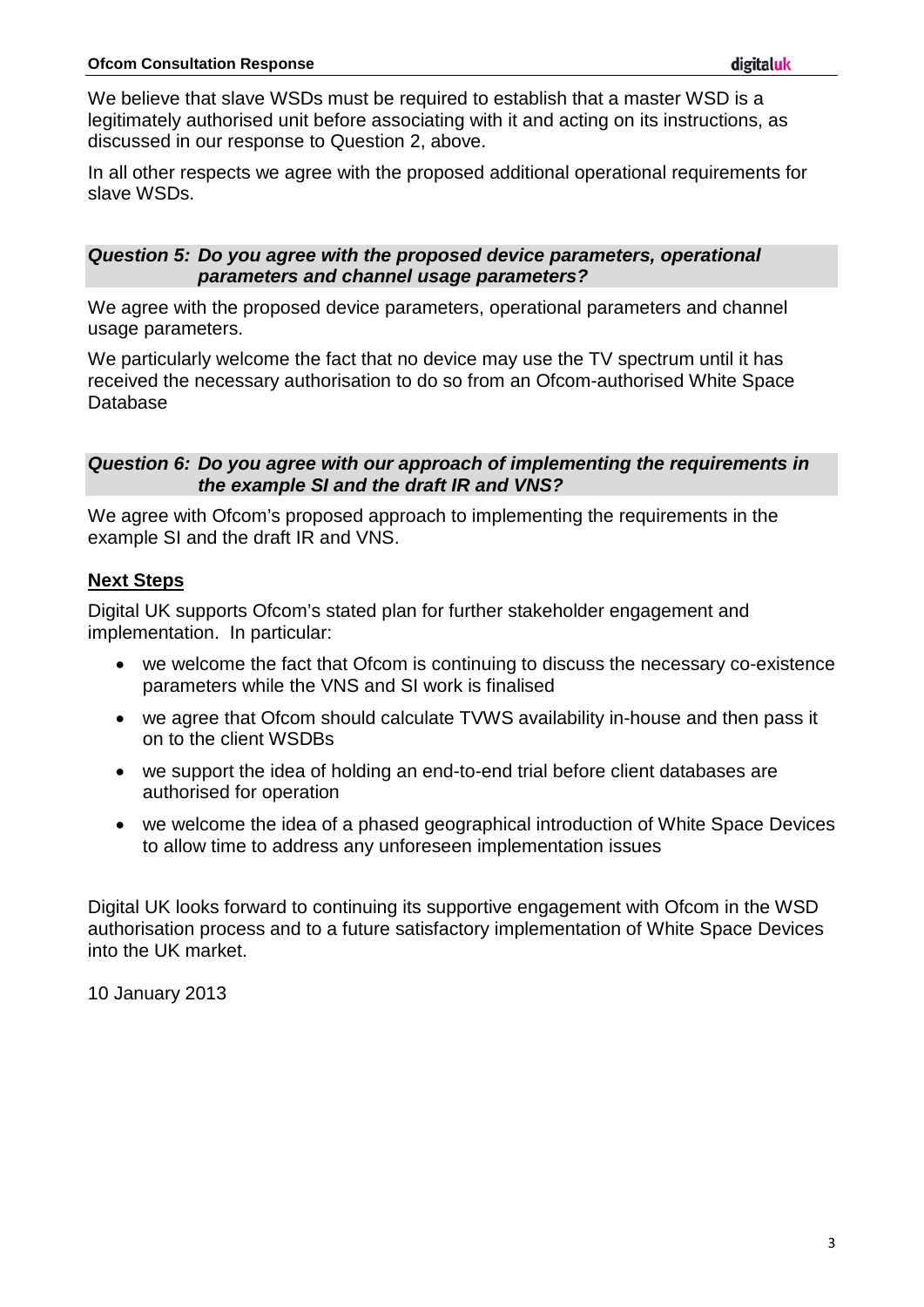We believe that slave WSDs must be required to establish that a master WSD is a legitimately authorised unit before associating with it and acting on its instructions, as discussed in our response to Question 2, above.

In all other respects we agree with the proposed additional operational requirements for slave WSDs.

### *Question 5: Do you agree with the proposed device parameters, operational parameters and channel usage parameters?*

We agree with the proposed device parameters, operational parameters and channel usage parameters.

We particularly welcome the fact that no device may use the TV spectrum until it has received the necessary authorisation to do so from an Ofcom-authorised White Space Database

### *Question 6: Do you agree with our approach of implementing the requirements in the example SI and the draft IR and VNS?*

We agree with Ofcom's proposed approach to implementing the requirements in the example SI and the draft IR and VNS.

## Next Steps

Digital UK supports Ofcom's stated plan for further stakeholder engagement and implementation. In particular:

- we welcome the fact that Ofcom is continuing to discuss the necessary co-existence parameters while the VNS and SI work is finalised
- we agree that Ofcom should calculate TVWS availability in-house and then pass it on to the client WSDBs
- we support the idea of holding an end-to-end trial before client databases are authorised for operation
- we welcome the idea of a phased geographical introduction of White Space Devices to allow time to address any unforeseen implementation issues

Digital UK looks forward to continuing its supportive engagement with Ofcom in the WSD authorisation process and to a future satisfactory implementation of White Space Devices into the UK market.

10 January 2013